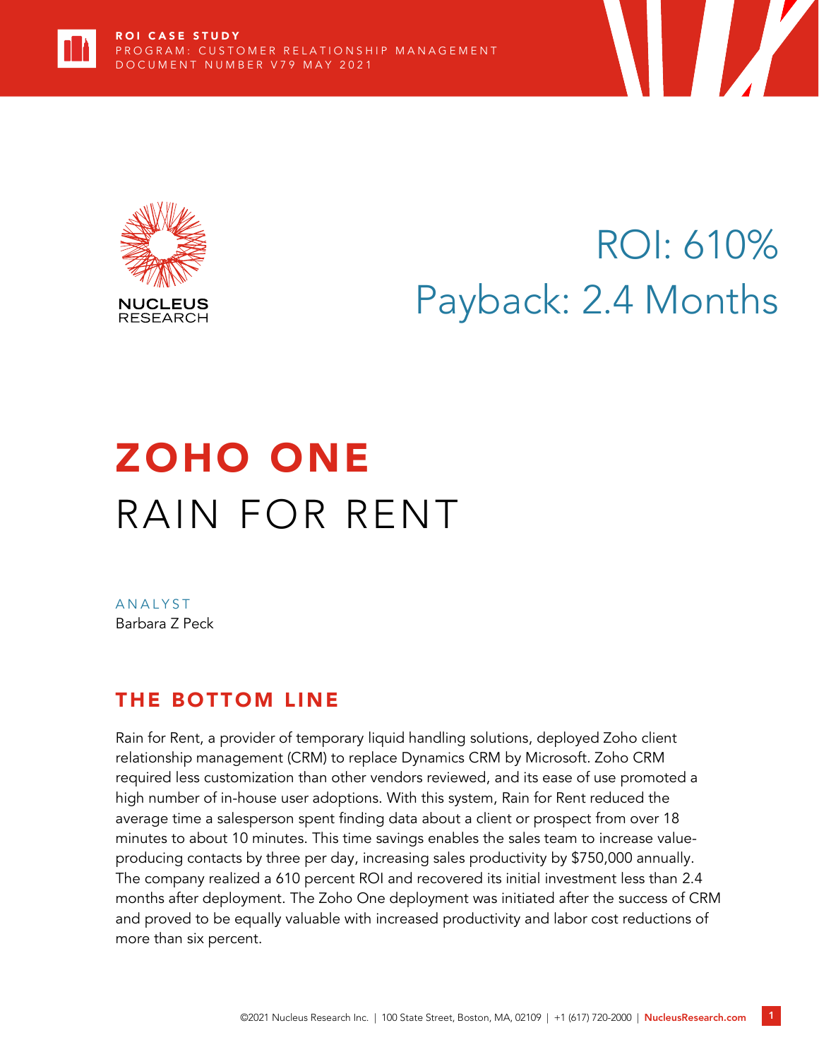ROI CASE STUDY
PROGRAM: CUSTOMER RELATIONSHIP MANAGEMENT
DOCUMENT NUMBER V79 MAY 2021

NUCLEUS RESEARCH

ROI: 610%
Payback: 2.4 Months

# ZOHO ONE

# RAIN FOR RENT

ANALYST
Barbara Z Peck

## THE BOTTOM LINE

Rain for Rent, a provider of temporary liquid handling solutions, deployed Zoho client relationship management (CRM) to replace Dynamics CRM by Microsoft. Zoho CRM required less customization than other vendors reviewed, and its ease of use promoted a high number of in-house user adoptions. With this system, Rain for Rent reduced the average time a salesperson spent finding data about a client or prospect from over 18 minutes to about 10 minutes. This time savings enables the sales team to increase value-producing contacts by three per day, increasing sales productivity by $750,000 annually. The company realized a 610 percent ROI and recovered its initial investment less than 2.4 months after deployment. The Zoho One deployment was initiated after the success of CRM and proved to be equally valuable with increased productivity and labor cost reductions of more than six percent.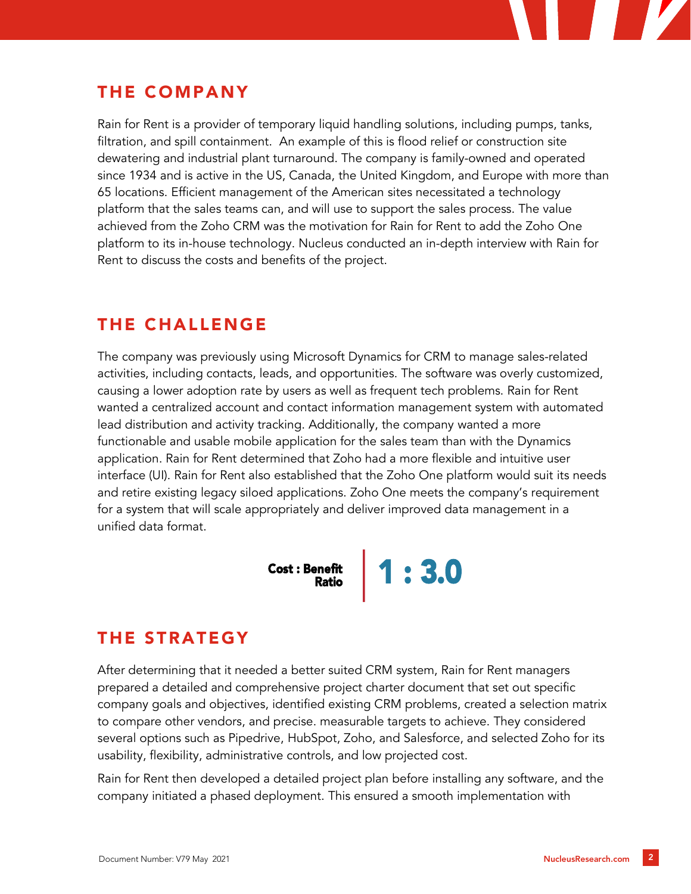## THE COMPANY

Rain for Rent is a provider of temporary liquid handling solutions, including pumps, tanks, filtration, and spill containment. An example of this is flood relief or construction site dewatering and industrial plant turnaround. The company is family-owned and operated since 1934 and is active in the US, Canada, the United Kingdom, and Europe with more than 65 locations. Efficient management of the American sites necessitated a technology platform that the sales teams can, and will use to support the sales process. The value achieved from the Zoho CRM was the motivation for Rain for Rent to add the Zoho One platform to its in-house technology. Nucleus conducted an in-depth interview with Rain for Rent to discuss the costs and benefits of the project.

## THE CHALLENGE

The company was previously using Microsoft Dynamics for CRM to manage sales-related activities, including contacts, leads, and opportunities. The software was overly customized, causing a lower adoption rate by users as well as frequent tech problems. Rain for Rent wanted a centralized account and contact information management system with automated lead distribution and activity tracking. Additionally, the company wanted a more functionable and usable mobile application for the sales team than with the Dynamics application. Rain for Rent determined that Zoho had a more flexible and intuitive user interface (UI). Rain for Rent also established that the Zoho One platform would suit its needs and retire existing legacy siloed applications. Zoho One meets the company's requirement for a system that will scale appropriately and deliver improved data management in a unified data format.

**Cost : Benefit Ratio** **1 : 3.0**

## THE STRATEGY

After determining that it needed a better suited CRM system, Rain for Rent managers prepared a detailed and comprehensive project charter document that set out specific company goals and objectives, identified existing CRM problems, created a selection matrix to compare other vendors, and precise. measurable targets to achieve. They considered several options such as Pipedrive, HubSpot, Zoho, and Salesforce, and selected Zoho for its usability, flexibility, administrative controls, and low projected cost.

Rain for Rent then developed a detailed project plan before installing any software, and the company initiated a phased deployment. This ensured a smooth implementation with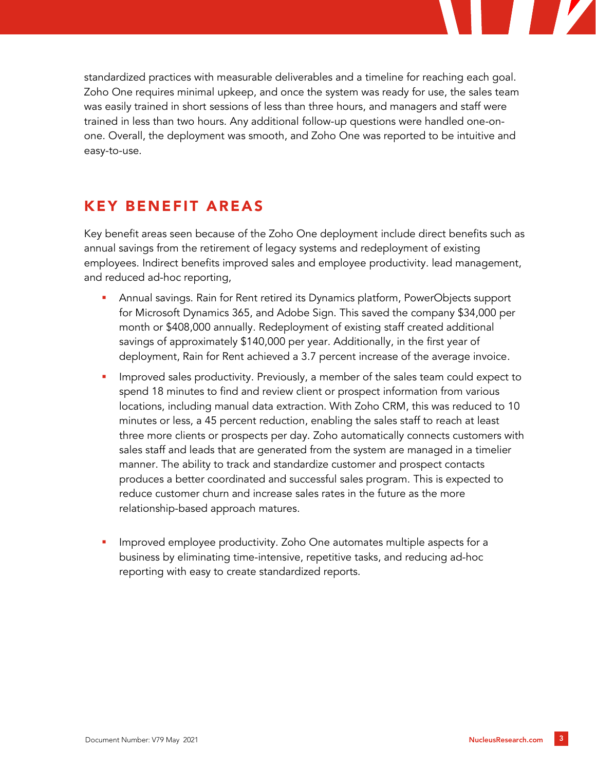standardized practices with measurable deliverables and a timeline for reaching each goal. Zoho One requires minimal upkeep, and once the system was ready for use, the sales team was easily trained in short sessions of less than three hours, and managers and staff were trained in less than two hours. Any additional follow-up questions were handled one-on-one. Overall, the deployment was smooth, and Zoho One was reported to be intuitive and easy-to-use.

## KEY BENEFIT AREAS

Key benefit areas seen because of the Zoho One deployment include direct benefits such as annual savings from the retirement of legacy systems and redeployment of existing employees. Indirect benefits improved sales and employee productivity. lead management, and reduced ad-hoc reporting,

- Annual savings. Rain for Rent retired its Dynamics platform, PowerObjects support for Microsoft Dynamics 365, and Adobe Sign. This saved the company $34,000 per month or $408,000 annually. Redeployment of existing staff created additional savings of approximately $140,000 per year. Additionally, in the first year of deployment, Rain for Rent achieved a 3.7 percent increase of the average invoice.
- Improved sales productivity. Previously, a member of the sales team could expect to spend 18 minutes to find and review client or prospect information from various locations, including manual data extraction. With Zoho CRM, this was reduced to 10 minutes or less, a 45 percent reduction, enabling the sales staff to reach at least three more clients or prospects per day. Zoho automatically connects customers with sales staff and leads that are generated from the system are managed in a timelier manner. The ability to track and standardize customer and prospect contacts produces a better coordinated and successful sales program. This is expected to reduce customer churn and increase sales rates in the future as the more relationship-based approach matures.
- Improved employee productivity. Zoho One automates multiple aspects for a business by eliminating time-intensive, repetitive tasks, and reducing ad-hoc reporting with easy to create standardized reports.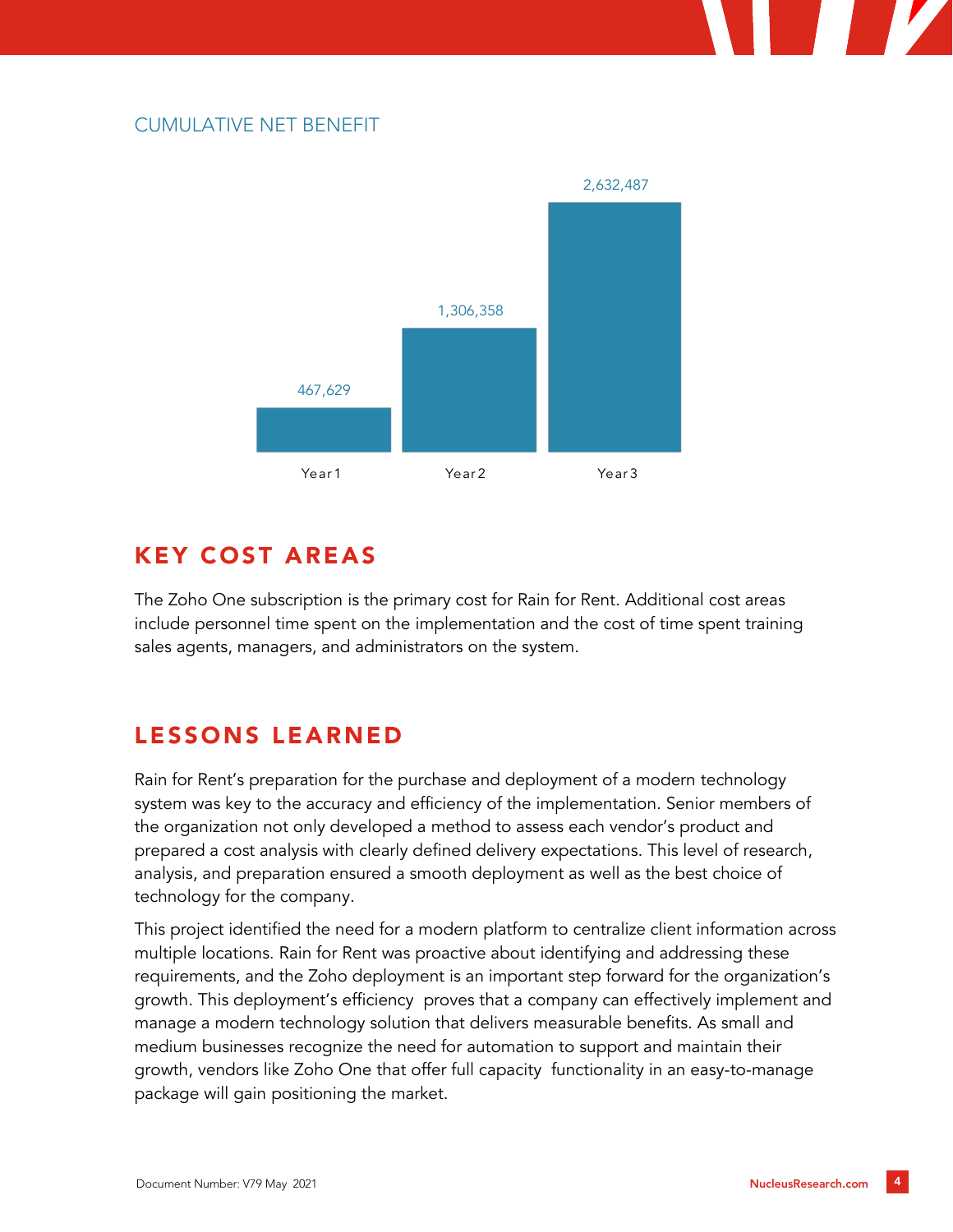CUMULATIVE NET BENEFIT

| | Year 1 | Year 2 | Year 3 |
|---|---|---|---|
| Cumulative net benefit | 467,629 | 1,306,358 | 2,632,487 |

## KEY COST AREAS

The Zoho One subscription is the primary cost for Rain for Rent. Additional cost areas include personnel time spent on the implementation and the cost of time spent training sales agents, managers, and administrators on the system.

## LESSONS LEARNED

Rain for Rent's preparation for the purchase and deployment of a modern technology system was key to the accuracy and efficiency of the implementation. Senior members of the organization not only developed a method to assess each vendor's product and prepared a cost analysis with clearly defined delivery expectations. This level of research, analysis, and preparation ensured a smooth deployment as well as the best choice of technology for the company.

This project identified the need for a modern platform to centralize client information across multiple locations. Rain for Rent was proactive about identifying and addressing these requirements, and the Zoho deployment is an important step forward for the organization's growth. This deployment's efficiency proves that a company can effectively implement and manage a modern technology solution that delivers measurable benefits. As small and medium businesses recognize the need for automation to support and maintain their growth, vendors like Zoho One that offer full capacity functionality in an easy-to-manage package will gain positioning the market.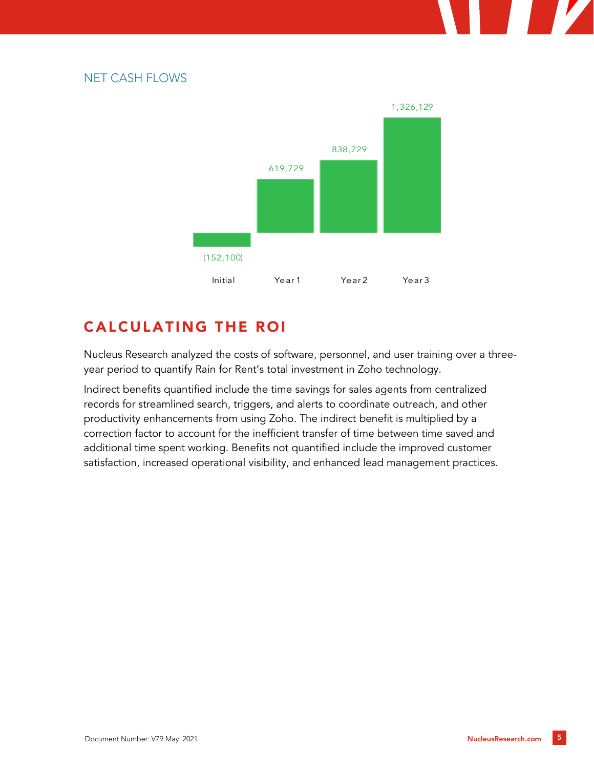NET CASH FLOWS

| | Initial | Year 1 | Year 2 | Year 3 |
|---|---|---|---|---|
| Net Cash Flows | (152,100) | 619,729 | 838,729 | 1,326,129 |

## CALCULATING THE ROI

Nucleus Research analyzed the costs of software, personnel, and user training over a three-year period to quantify Rain for Rent's total investment in Zoho technology.

Indirect benefits quantified include the time savings for sales agents from centralized records for streamlined search, triggers, and alerts to coordinate outreach, and other productivity enhancements from using Zoho. The indirect benefit is multiplied by a correction factor to account for the inefficient transfer of time between time saved and additional time spent working. Benefits not quantified include the improved customer satisfaction, increased operational visibility, and enhanced lead management practices.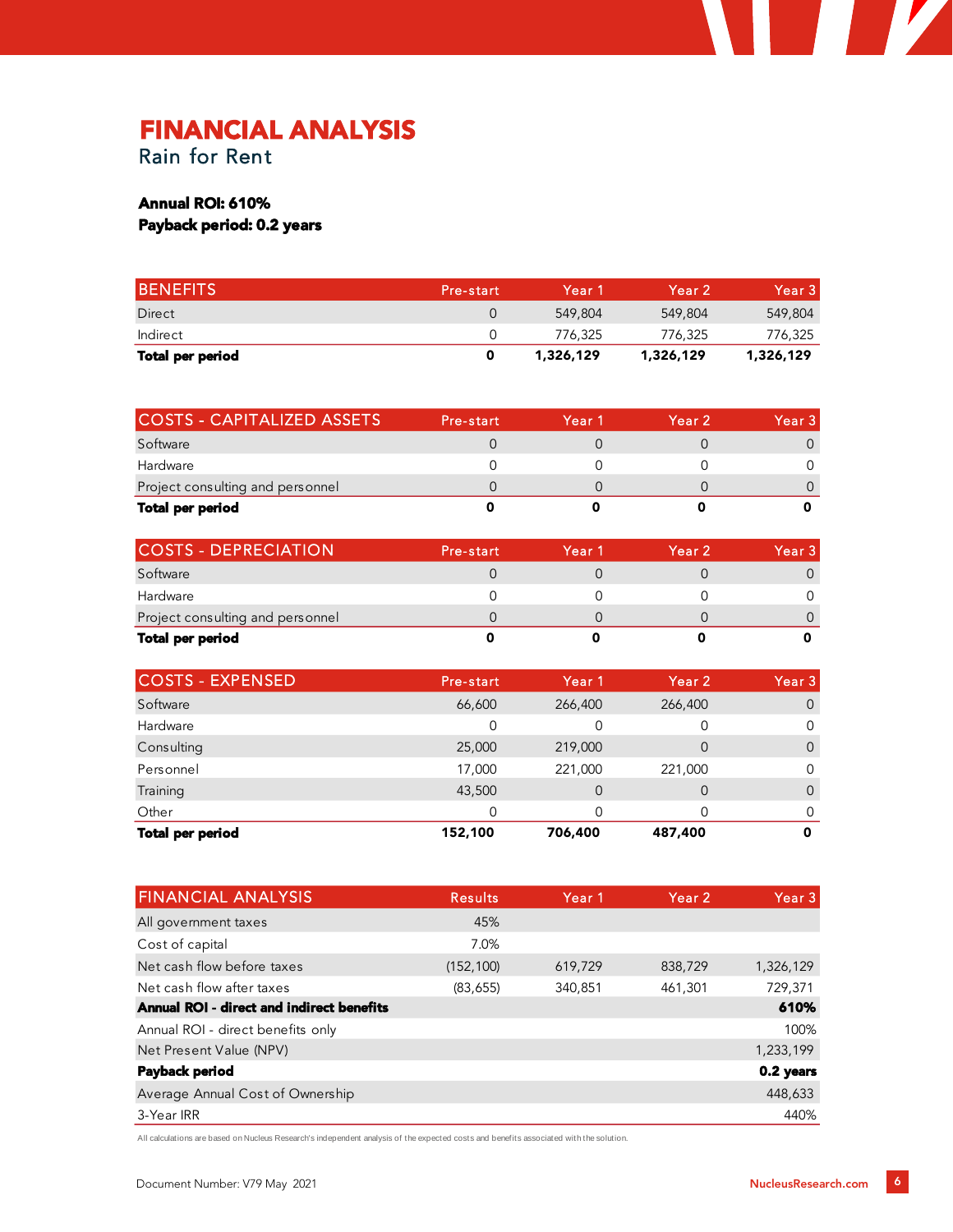# FINANCIAL ANALYSIS

Rain for Rent

**Annual ROI: 610%**
**Payback period: 0.2 years**

| BENEFITS | Pre-start | Year 1 | Year 2 | Year 3 |
|---|---|---|---|---|
| Direct | 0 | 549,804 | 549,804 | 549,804 |
| Indirect | 0 | 776,325 | 776,325 | 776,325 |
| **Total per period** | **0** | **1,326,129** | **1,326,129** | **1,326,129** |

| COSTS - CAPITALIZED ASSETS | Pre-start | Year 1 | Year 2 | Year 3 |
|---|---|---|---|---|
| Software | 0 | 0 | 0 | 0 |
| Hardware | 0 | 0 | 0 | 0 |
| Project consulting and personnel | 0 | 0 | 0 | 0 |
| **Total per period** | **0** | **0** | **0** | **0** |

| COSTS - DEPRECIATION | Pre-start | Year 1 | Year 2 | Year 3 |
|---|---|---|---|---|
| Software | 0 | 0 | 0 | 0 |
| Hardware | 0 | 0 | 0 | 0 |
| Project consulting and personnel | 0 | 0 | 0 | 0 |
| **Total per period** | **0** | **0** | **0** | **0** |

| COSTS - EXPENSED | Pre-start | Year 1 | Year 2 | Year 3 |
|---|---|---|---|---|
| Software | 66,600 | 266,400 | 266,400 | 0 |
| Hardware | 0 | 0 | 0 | 0 |
| Consulting | 25,000 | 219,000 | 0 | 0 |
| Personnel | 17,000 | 221,000 | 221,000 | 0 |
| Training | 43,500 | 0 | 0 | 0 |
| Other | 0 | 0 | 0 | 0 |
| **Total per period** | **152,100** | **706,400** | **487,400** | **0** |

| FINANCIAL ANALYSIS | Results | Year 1 | Year 2 | Year 3 |
|---|---|---|---|---|
| All government taxes | 45% | | | |
| Cost of capital | 7.0% | | | |
| Net cash flow before taxes | (152,100) | 619,729 | 838,729 | 1,326,129 |
| Net cash flow after taxes | (83,655) | 340,851 | 461,301 | 729,371 |
| **Annual ROI - direct and indirect benefits** | | | | **610%** |
| Annual ROI - direct benefits only | | | | 100% |
| Net Present Value (NPV) | | | | 1,233,199 |
| **Payback period** | | | | **0.2 years** |
| Average Annual Cost of Ownership | | | | 448,633 |
| 3-Year IRR | | | | 440% |

All calculations are based on Nucleus Research's independent analysis of the expected costs and benefits associated with the solution.

Document Number: V79 May 2021

NucleusResearch.com